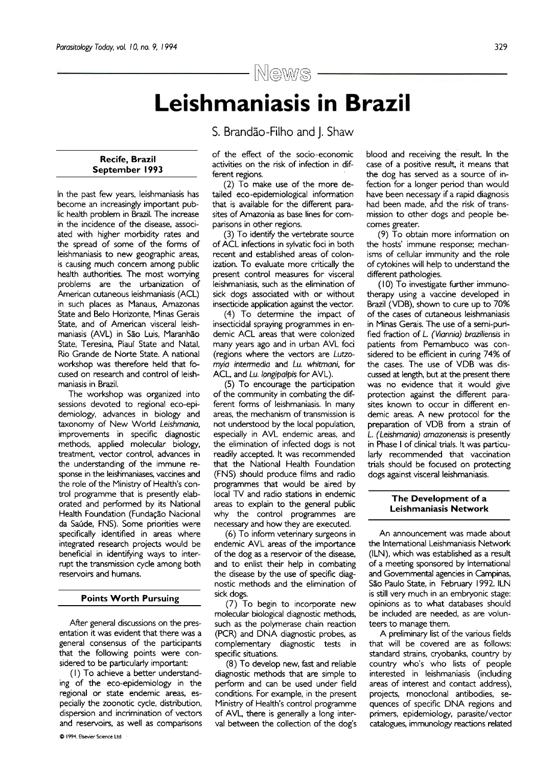News

# Leishmaniasis in Brazil

S. Brandão-Filho and J. Shaw

**Recife, Brazil**
**September 1993**

In the past few years, leishmaniasis has become an increasingly important public health problem in Brazil. The increase in the incidence of the disease, associated with higher morbidity rates and the spread of some of the forms of leishmaniasis to new geographic areas, is causing much concern among public health authorities. The most worrying problems are the urbanization of American cutaneous leishmaniasis (ACL) in such places as Manaus, Amazonas State and Belo Horizonte, Minas Gerais State, and of American visceral leishmaniasis (AVL) in São Luis, Maranhão State, Teresina, Piauí State and Natal, Rio Grande de Norte State. A national workshop was therefore held that focused on research and control of leishmaniasis in Brazil.

The workshop was organized into sessions devoted to regional eco-epidemiology, advances in biology and taxonomy of New World *Leishmania*, improvements in specific diagnostic methods, applied molecular biology, treatment, vector control, advances in the understanding of the immune response in the leishmaniases, vaccines and the role of the Ministry of Health's control programme that is presently elaborated and performed by its National Health Foundation (Fundação Nacional da Saúde, FNS). Some priorities were specifically identified in areas where integrated research projects would be beneficial in identifying ways to interrupt the transmission cycle among both reservoirs and humans.

## Points Worth Pursuing

After general discussions on the presentation it was evident that there was a general consensus of the participants that the following points were considered to be particularly important:

(1) To achieve a better understanding of the eco-epidemiology in the regional or state endemic areas, especially the zoonotic cycle, distribution, dispersion and incrimination of vectors and reservoirs, as well as comparisons of the effect of the socio-economic activities on the risk of infection in different regions.

(2) To make use of the more detailed eco-epidemiological information that is available for the different parasites of Amazonia as base lines for comparisons in other regions.

(3) To identify the vertebrate source of ACL infections in sylvatic foci in both recent and established areas of colonization. To evaluate more critically the present control measures for visceral leishmaniasis, such as the elimination of sick dogs associated with or without insecticide application against the vector.

(4) To determine the impact of insecticidal spraying programmes in endemic ACL areas that were colonized many years ago and in urban AVL foci (regions where the vectors are *Lutzomyia intermedia* and *Lu. whitmani*, for ACL, and *Lu. longipalpis* for AVL).

(5) To encourage the participation of the community in combating the different forms of leishmaniasis. In many areas, the mechanism of transmission is not understood by the local population, especially in AVL endemic areas, and the elimination of infected dogs is not readily accepted. It was recommended that the National Health Foundation (FNS) should produce films and radio programmes that would be aired by local TV and radio stations in endemic areas to explain to the general public why the control programmes are necessary and how they are executed.

(6) To inform veterinary surgeons in endemic AVL areas of the importance of the dog as a reservoir of the disease, and to enlist their help in combating the disease by the use of specific diagnostic methods and the elimination of sick dogs.

(7) To begin to incorporate new molecular biological diagnostic methods, such as the polymerase chain reaction (PCR) and DNA diagnostic probes, as complementary diagnostic tests in specific situations.

(8) To develop new, fast and reliable diagnostic methods that are simple to perform and can be used under field conditions. For example, in the present Ministry of Health's control programme of AVL, there is generally a long interval between the collection of the dog's blood and receiving the result. In the case of a positive result, it means that the dog has served as a source of infection for a longer period than would have been necessary if a rapid diagnosis had been made, and the risk of transmission to other dogs and people becomes greater.

(9) To obtain more information on the hosts' immune response; mechanisms of cellular immunity and the role of cytokines will help to understand the different pathologies.

(10) To investigate further immunotherapy using a vaccine developed in Brazil (VDB), shown to cure up to 70% of the cases of cutaneous leishmaniasis in Minas Gerais. The use of a semi-purified fraction of *L. (Viannia) braziliensis* in patients from Pernambuco was considered to be efficient in curing 74% of the cases. The use of VDB was discussed at length, but at the present there was no evidence that it would give protection against the different parasites known to occur in different endemic areas. A new protocol for the preparation of VDB from a strain of *L. (Leishmania) amazonensis* is presently in Phase I of clinical trials. It was particularly recommended that vaccination trials should be focused on protecting dogs against visceral leishmaniasis.

## The Development of a Leishmaniasis Network

An announcement was made about the International Leishmaniasis Network (ILN), which was established as a result of a meeting sponsored by International and Governmental agencies in Campinas, São Paulo State, in February 1992. ILN is still very much in an embryonic stage: opinions as to what databases should be included are needed, as are volunteers to manage them.

A preliminary list of the various fields that will be covered are as follows: standard strains, cryobanks, country by country who's who lists of people interested in leishmaniasis (including areas of interest and contact address), projects, monoclonal antibodies, sequences of specific DNA regions and primers, epidemiology, parasite/vector catalogues, immunology reactions related

© 1994, Elsevier Science Ltd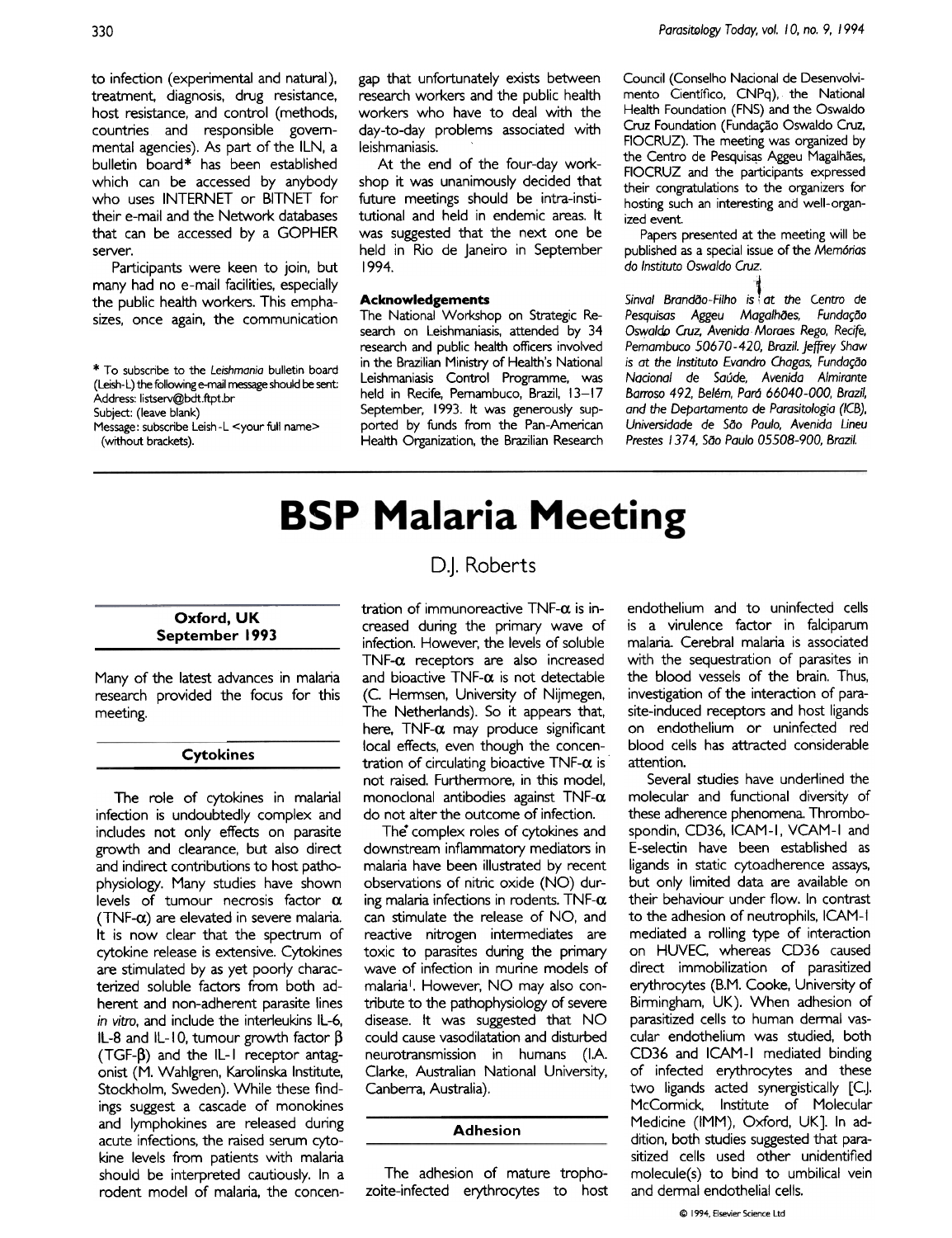to infection (experimental and natural), treatment, diagnosis, drug resistance, host resistance, and control (methods, countries and responsible governmental agencies). As part of the ILN, a bulletin board* has been established which can be accessed by anybody who uses INTERNET or BITNET for their e-mail and the Network databases that can be accessed by a GOPHER server.

Participants were keen to join, but many had no e-mail facilities, especially the public health workers. This emphasizes, once again, the communication gap that unfortunately exists between research workers and the public health workers who have to deal with the day-to-day problems associated with leishmaniasis.

At the end of the four-day workshop it was unanimously decided that future meetings should be intra-institutional and held in endemic areas. It was suggested that the next one be held in Rio de Janeiro in September 1994.

\* To subscribe to the *Leishmania* bulletin board (Leish-L) the following e-mail message should be sent:
Address: listserv@bdt.ftpt.br
Subject: (leave blank)
Message: subscribe Leish-L <your full name> (without brackets).

### Acknowledgements

The National Workshop on Strategic Research on Leishmaniasis, attended by 34 research and public health officers involved in the Brazilian Ministry of Health's National Leishmaniasis Control Programme, was held in Recife, Pernambuco, Brazil, 13–17 September, 1993. It was generously supported by funds from the Pan-American Health Organization, the Brazilian Research Council (Conselho Nacional de Desenvolvimento Científico, CNPq), the National Health Foundation (FNS) and the Oswaldo Cruz Foundation (Fundação Oswaldo Cruz, FIOCRUZ). The meeting was organized by the Centro de Pesquisas Aggeu Magalhães, FIOCRUZ and the participants expressed their congratulations to the organizers for hosting such an interesting and well-organized event.

Papers presented at the meeting will be published as a special issue of the *Memórias do Instituto Oswaldo Cruz.*

*Sinval Brandão-Filho is at the Centro de Pesquisas Aggeu Magalhães, Fundação Oswaldo Cruz, Avenida Moraes Rego, Recife, Pernambuco 50670-420, Brazil. Jeffrey Shaw is at the Instituto Evandro Chagas, Fundação Nacional de Saúde, Avenida Almirante Barroso 492, Belém, Pará 66040-000, Brazil, and the Departamento de Parasitologia (ICB), Universidade de São Paulo, Avenida Lineu Prestes 1374, São Paulo 05508-900, Brazil.*

# BSP Malaria Meeting

D.J. Roberts

**Oxford, UK**
**September 1993**

Many of the latest advances in malaria research provided the focus for this meeting.

## Cytokines

The role of cytokines in malarial infection is undoubtedly complex and includes not only effects on parasite growth and clearance, but also direct and indirect contributions to host pathophysiology. Many studies have shown levels of tumour necrosis factor α (TNF-α) are elevated in severe malaria. It is now clear that the spectrum of cytokine release is extensive. Cytokines are stimulated by as yet poorly characterized soluble factors from both adherent and non-adherent parasite lines *in vitro*, and include the interleukins IL-6, IL-8 and IL-10, tumour growth factor β (TGF-β) and the IL-1 receptor antagonist (M. Wahlgren, Karolinska Institute, Stockholm, Sweden). While these findings suggest a cascade of monokines and lymphokines are released during acute infections, the raised serum cytokine levels from patients with malaria should be interpreted cautiously. In a rodent model of malaria, the concentration of immunoreactive TNF-α is increased during the primary wave of infection. However, the levels of soluble TNF-α receptors are also increased and bioactive TNF-α is not detectable (C. Hermsen, University of Nijmegen, The Netherlands). So it appears that, here, TNF-α may produce significant local effects, even though the concentration of circulating bioactive TNF-α is not raised. Furthermore, in this model, monoclonal antibodies against TNF-α do not alter the outcome of infection.

The complex roles of cytokines and downstream inflammatory mediators in malaria have been illustrated by recent observations of nitric oxide (NO) during malaria infections in rodents. TNF-α can stimulate the release of NO, and reactive nitrogen intermediates are toxic to parasites during the primary wave of infection in murine models of malaria[1]. However, NO may also contribute to the pathophysiology of severe disease. It was suggested that NO could cause vasodilatation and disturbed neurotransmission in humans (I.A. Clarke, Australian National University, Canberra, Australia).

## Adhesion

The adhesion of mature trophozoite-infected erythrocytes to host endothelium and to uninfected cells is a virulence factor in falciparum malaria. Cerebral malaria is associated with the sequestration of parasites in the blood vessels of the brain. Thus, investigation of the interaction of parasite-induced receptors and host ligands on endothelium or uninfected red blood cells has attracted considerable attention.

Several studies have underlined the molecular and functional diversity of these adherence phenomena. Thrombospondin, CD36, ICAM-1, VCAM-1 and E-selectin have been established as ligands in static cytoadherence assays, but only limited data are available on their behaviour under flow. In contrast to the adhesion of neutrophils, ICAM-1 mediated a rolling type of interaction on HUVEC, whereas CD36 caused direct immobilization of parasitized erythrocytes (B.M. Cooke, University of Birmingham, UK). When adhesion of parasitized cells to human dermal vascular endothelium was studied, both CD36 and ICAM-1 mediated binding of infected erythrocytes and these two ligands acted synergistically [C.J. McCormick, Institute of Molecular Medicine (IMM), Oxford, UK]. In addition, both studies suggested that parasitized cells used other unidentified molecule(s) to bind to umbilical vein and dermal endothelial cells.

© 1994, Elsevier Science Ltd